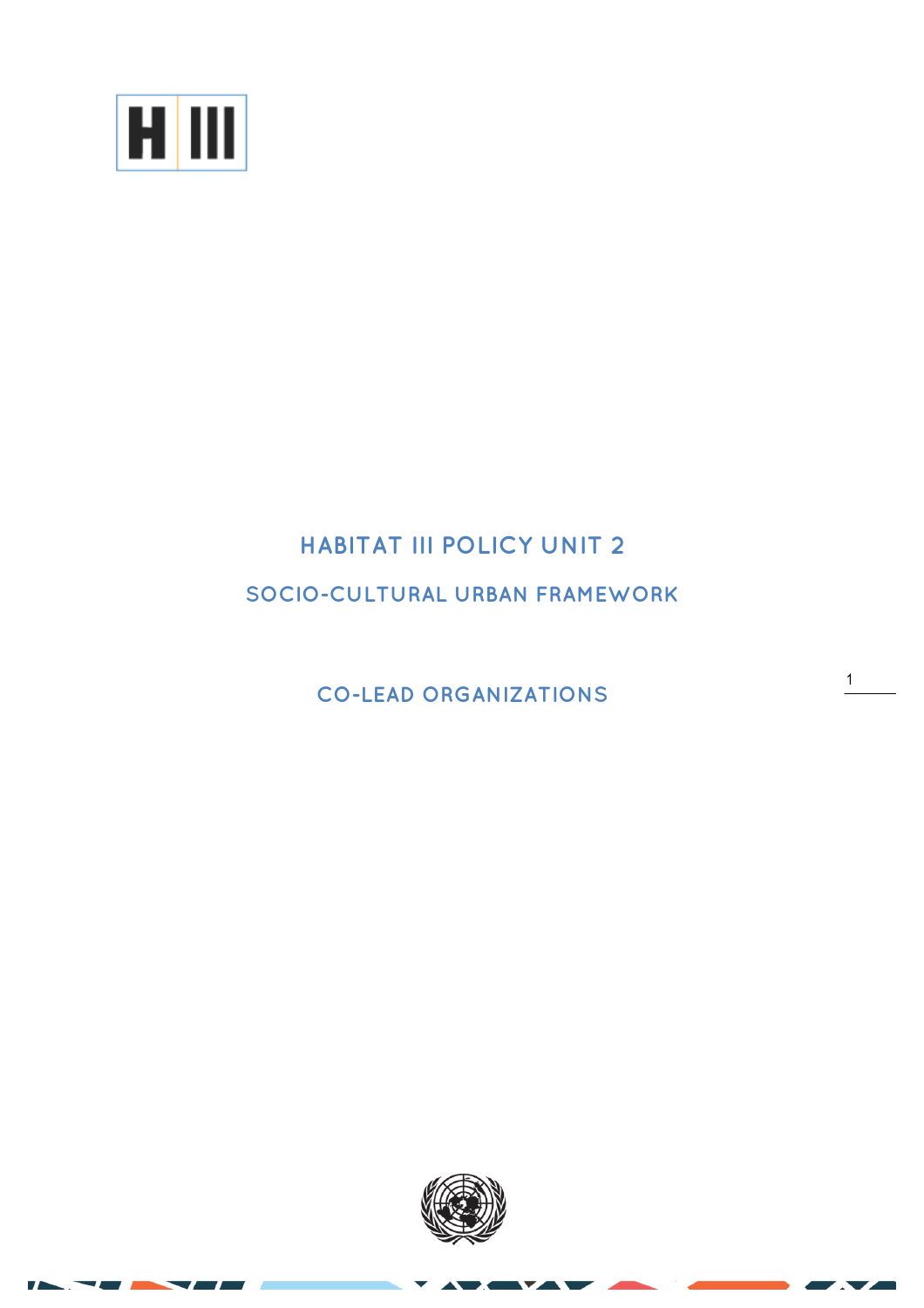# HABITAT III POLICY UNIT 2

## SOCIO-CULTURAL URBAN FRAMEWORK

### CO-LEAD ORGANIZATIONS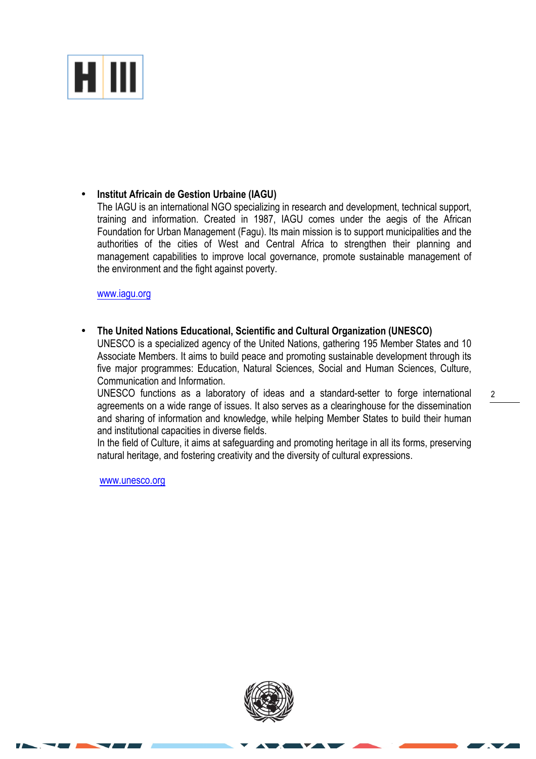- **Institut Africain de Gestion Urbaine (IAGU)**
  The IAGU is an international NGO specializing in research and development, technical support, training and information. Created in 1987, IAGU comes under the aegis of the African Foundation for Urban Management (Fagu). Its main mission is to support municipalities and the authorities of the cities of West and Central Africa to strengthen their planning and management capabilities to improve local governance, promote sustainable management of the environment and the fight against poverty.

  [www.iagu.org](http://www.iagu.org)

- **The United Nations Educational, Scientific and Cultural Organization (UNESCO)**
  UNESCO is a specialized agency of the United Nations, gathering 195 Member States and 10 Associate Members. It aims to build peace and promoting sustainable development through its five major programmes: Education, Natural Sciences, Social and Human Sciences, Culture, Communication and Information.
  UNESCO functions as a laboratory of ideas and a standard-setter to forge international agreements on a wide range of issues. It also serves as a clearinghouse for the dissemination and sharing of information and knowledge, while helping Member States to build their human and institutional capacities in diverse fields.
  In the field of Culture, it aims at safeguarding and promoting heritage in all its forms, preserving natural heritage, and fostering creativity and the diversity of cultural expressions.

  [www.unesco.org](http://www.unesco.org)